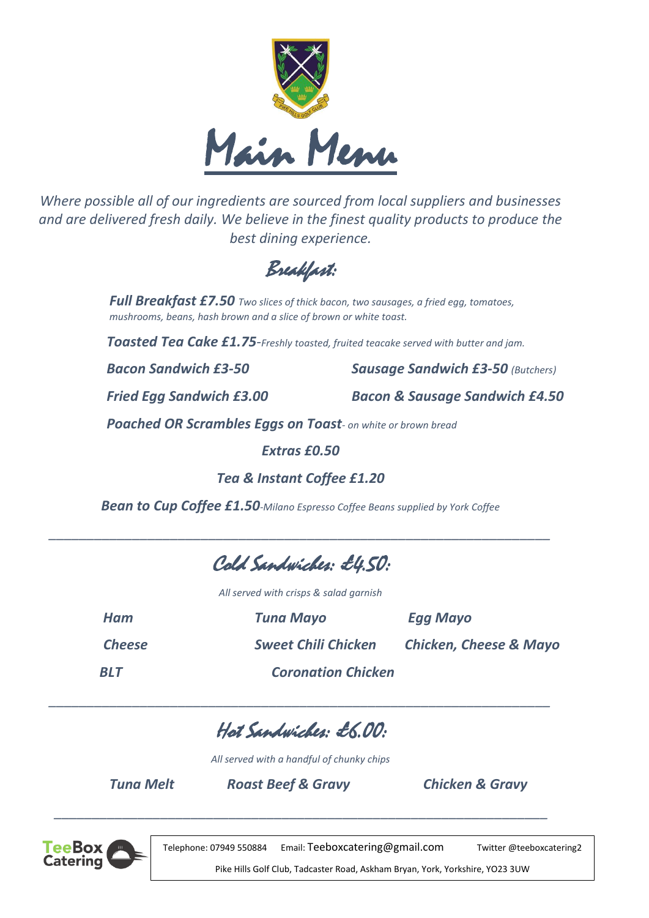# Main Menu

*Where possible all of our ingredients are sourced from local suppliers and businesses and are delivered fresh daily. We believe in the finest quality products to produce the best dining experience.*

## Breakfast:

***Full Breakfast £7.50*** *Two slices of thick bacon, two sausages, a fried egg, tomatoes, mushrooms, beans, hash brown and a slice of brown or white toast.*

***Toasted Tea Cake £1.75****-Freshly toasted, fruited teacake served with butter and jam.*

***Bacon Sandwich £3-50***

***Sausage Sandwich £3-50*** *(Butchers)*

***Fried Egg Sandwich £3.00***

***Bacon & Sausage Sandwich £4.50***

***Poached OR Scrambles Eggs on Toast****- on white or brown bread*

***Extras £0.50***

***Tea & Instant Coffee £1.20***

***Bean to Cup Coffee £1.50****-Milano Espresso Coffee Beans supplied by York Coffee*

---

## Cold Sandwiches: £4.50:

*All served with crisps & salad garnish*

***Ham***

***Tuna Mayo***

***Egg Mayo***

***Cheese***

***Sweet Chili Chicken***

***Chicken, Cheese & Mayo***

***BLT***

***Coronation Chicken***

---

## Hot Sandwiches: £6.00:

*All served with a handful of chunky chips*

***Tuna Melt***

***Roast Beef & Gravy***

***Chicken & Gravy***

---

TeeBox Catering

Telephone: 07949 550884 Email: Teeboxcatering@gmail.com Twitter @teeboxcatering2

Pike Hills Golf Club, Tadcaster Road, Askham Bryan, York, Yorkshire, YO23 3UW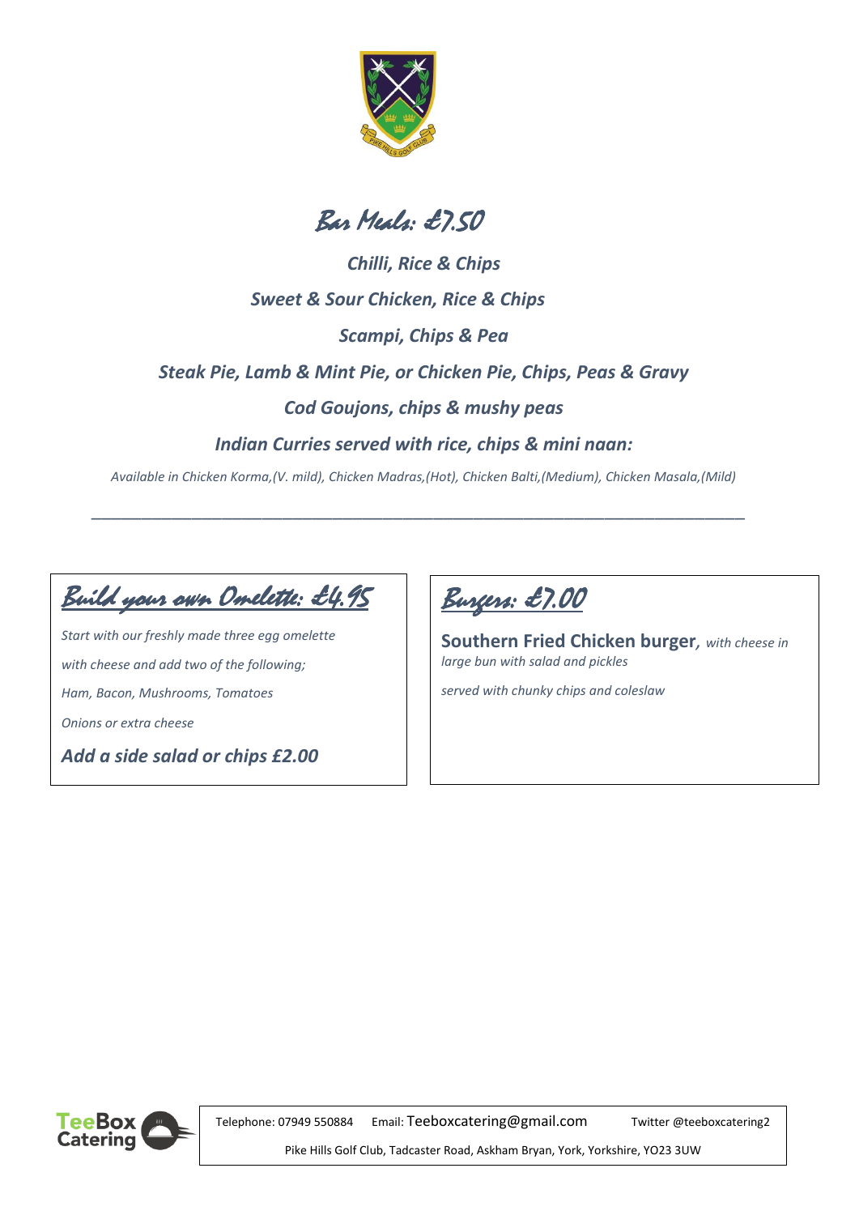# Bar Meals: £7.50

***Chilli, Rice & Chips***

***Sweet & Sour Chicken, Rice & Chips***

***Scampi, Chips & Pea***

***Steak Pie, Lamb & Mint Pie, or Chicken Pie, Chips, Peas & Gravy***

***Cod Goujons, chips & mushy peas***

***Indian Curries served with rice, chips & mini naan:***

*Available in Chicken Korma,(V. mild), Chicken Madras,(Hot), Chicken Balti,(Medium), Chicken Masala,(Mild)*

---

## Build your own Omelette: £4.95

*Start with our freshly made three egg omelette*

*with cheese and add two of the following;*

*Ham, Bacon, Mushrooms, Tomatoes*

*Onions or extra cheese*

***Add a side salad or chips £2.00***

## Burgers: £7.00

**Southern Fried Chicken burger***, with cheese in large bun with salad and pickles*

*served with chunky chips and coleslaw*

TeeBox Catering

Telephone: 07949 550884 Email: Teeboxcatering@gmail.com Twitter @teeboxcatering2

Pike Hills Golf Club, Tadcaster Road, Askham Bryan, York, Yorkshire, YO23 3UW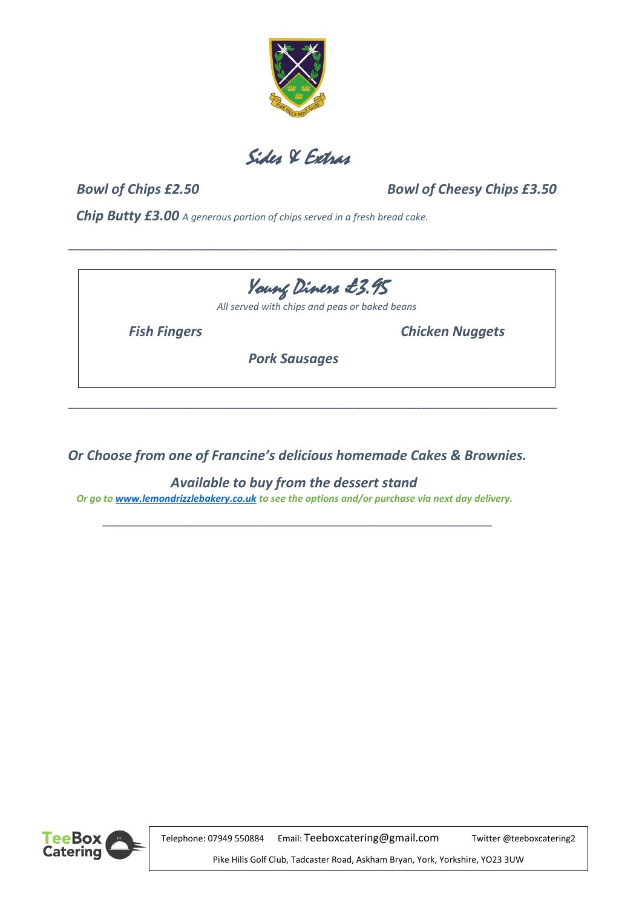## Sides & Extras

***Bowl of Chips £2.50***

***Bowl of Cheesy Chips £3.50***

***Chip Butty £3.00*** *A generous portion of chips served in a fresh bread cake.*

---

## Young Diners £3.95

*All served with chips and peas or baked beans*

***Fish Fingers***

***Chicken Nuggets***

***Pork Sausages***

---

***Or Choose from one of Francine's delicious homemade Cakes & Brownies.***

***Available to buy from the dessert stand***

***Or go to [www.lemondrizzlebakery.co.uk](http://www.lemondrizzlebakery.co.uk) to see the options and/or purchase via next day delivery.***

---

TeeBox Catering

Telephone: 07949 550884 Email: Teeboxcatering@gmail.com Twitter @teeboxcatering2

Pike Hills Golf Club, Tadcaster Road, Askham Bryan, York, Yorkshire, YO23 3UW